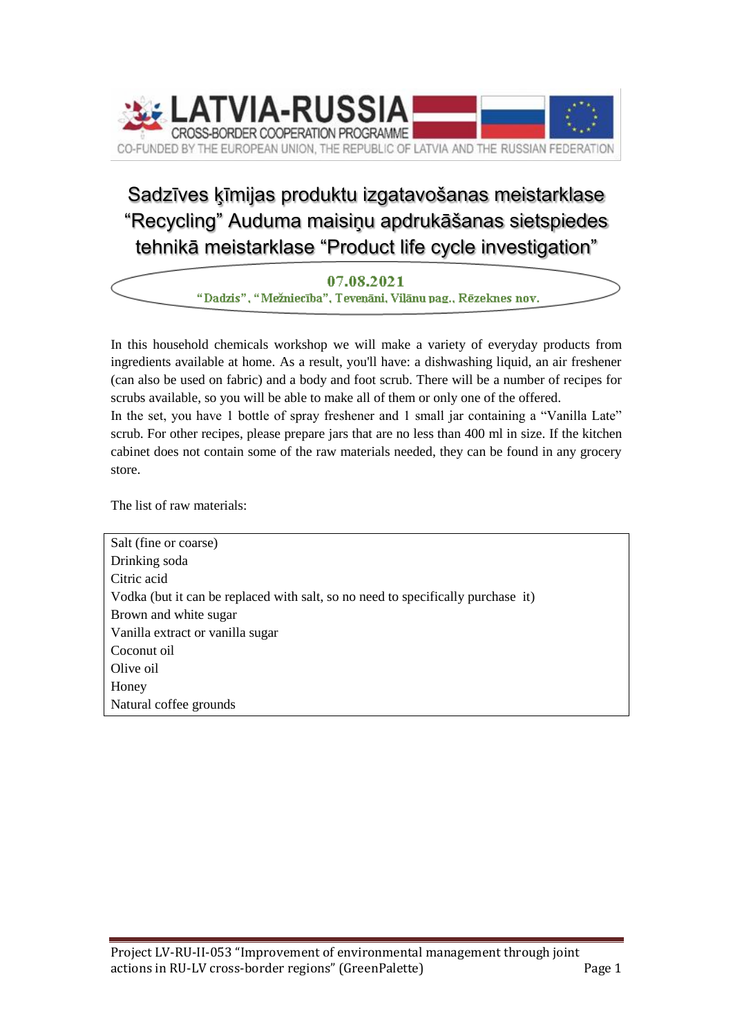LATVIA-RUSSIA
CROSS-BORDER COOPERATION PROGRAMME
CO-FUNDED BY THE EUROPEAN UNION, THE REPUBLIC OF LATVIA AND THE RUSSIAN FEDERATION

# Sadzīves ķīmijas produktu izgatavošanas meistarklase "Recycling" Auduma maisiņu apdrukāšanas sietspiedes tehnikā meistarklase "Product life cycle investigation"

**07.08.2021**

**"Dadzis", "Mežniecība", Tevenāni, Viļānu pag., Rēzeknes nov.**

In this household chemicals workshop we will make a variety of everyday products from ingredients available at home. As a result, you'll have: a dishwashing liquid, an air freshener (can also be used on fabric) and a body and foot scrub. There will be a number of recipes for scrubs available, so you will be able to make all of them or only one of the offered.

In the set, you have 1 bottle of spray freshener and 1 small jar containing a "Vanilla Late" scrub. For other recipes, please prepare jars that are no less than 400 ml in size. If the kitchen cabinet does not contain some of the raw materials needed, they can be found in any grocery store.

The list of raw materials:

| |
|---|
| Salt (fine or coarse) |
| Drinking soda |
| Citric acid |
| Vodka (but it can be replaced with salt, so no need to specifically purchase it) |
| Brown and white sugar |
| Vanilla extract or vanilla sugar |
| Coconut oil |
| Olive oil |
| Honey |
| Natural coffee grounds |

Project LV-RU-II-053 "Improvement of environmental management through joint actions in RU-LV cross-border regions" (GreenPalette)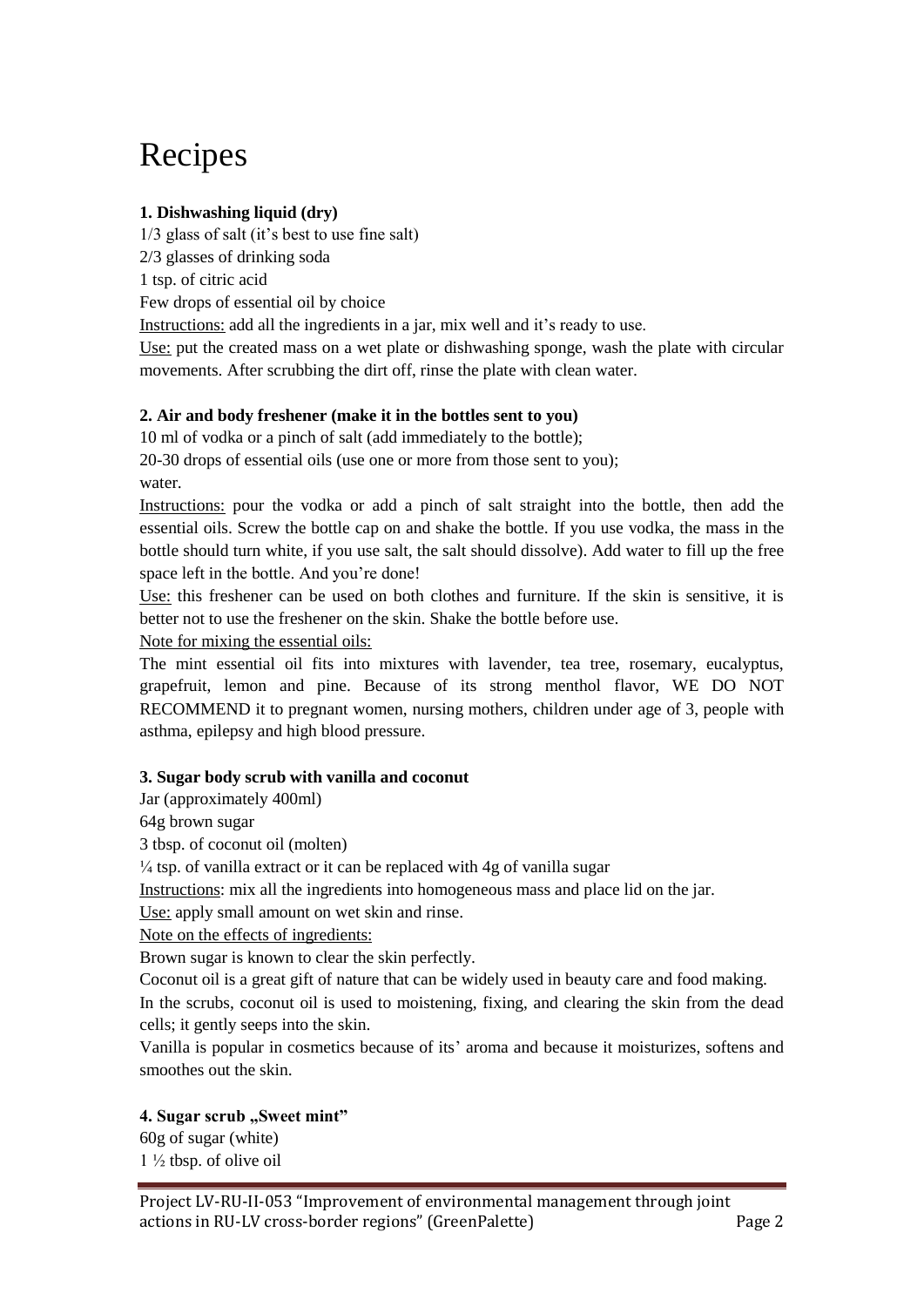# Recipes

**1. Dishwashing liquid (dry)**

1/3 glass of salt (it's best to use fine salt)

2/3 glasses of drinking soda

1 tsp. of citric acid

Few drops of essential oil by choice

Instructions: add all the ingredients in a jar, mix well and it's ready to use.

Use: put the created mass on a wet plate or dishwashing sponge, wash the plate with circular movements. After scrubbing the dirt off, rinse the plate with clean water.

**2. Air and body freshener (make it in the bottles sent to you)**

10 ml of vodka or a pinch of salt (add immediately to the bottle);

20-30 drops of essential oils (use one or more from those sent to you);

water.

Instructions: pour the vodka or add a pinch of salt straight into the bottle, then add the essential oils. Screw the bottle cap on and shake the bottle. If you use vodka, the mass in the bottle should turn white, if you use salt, the salt should dissolve). Add water to fill up the free space left in the bottle. And you're done!

Use: this freshener can be used on both clothes and furniture. If the skin is sensitive, it is better not to use the freshener on the skin. Shake the bottle before use.

Note for mixing the essential oils:

The mint essential oil fits into mixtures with lavender, tea tree, rosemary, eucalyptus, grapefruit, lemon and pine. Because of its strong menthol flavor, WE DO NOT RECOMMEND it to pregnant women, nursing mothers, children under age of 3, people with asthma, epilepsy and high blood pressure.

**3. Sugar body scrub with vanilla and coconut**

Jar (approximately 400ml)

64g brown sugar

3 tbsp. of coconut oil (molten)

¼ tsp. of vanilla extract or it can be replaced with 4g of vanilla sugar

Instructions: mix all the ingredients into homogeneous mass and place lid on the jar.

Use: apply small amount on wet skin and rinse.

Note on the effects of ingredients:

Brown sugar is known to clear the skin perfectly.

Coconut oil is a great gift of nature that can be widely used in beauty care and food making.

In the scrubs, coconut oil is used to moistening, fixing, and clearing the skin from the dead cells; it gently seeps into the skin.

Vanilla is popular in cosmetics because of its' aroma and because it moisturizes, softens and smoothes out the skin.

**4. Sugar scrub „Sweet mint"**

60g of sugar (white)

1 ½ tbsp. of olive oil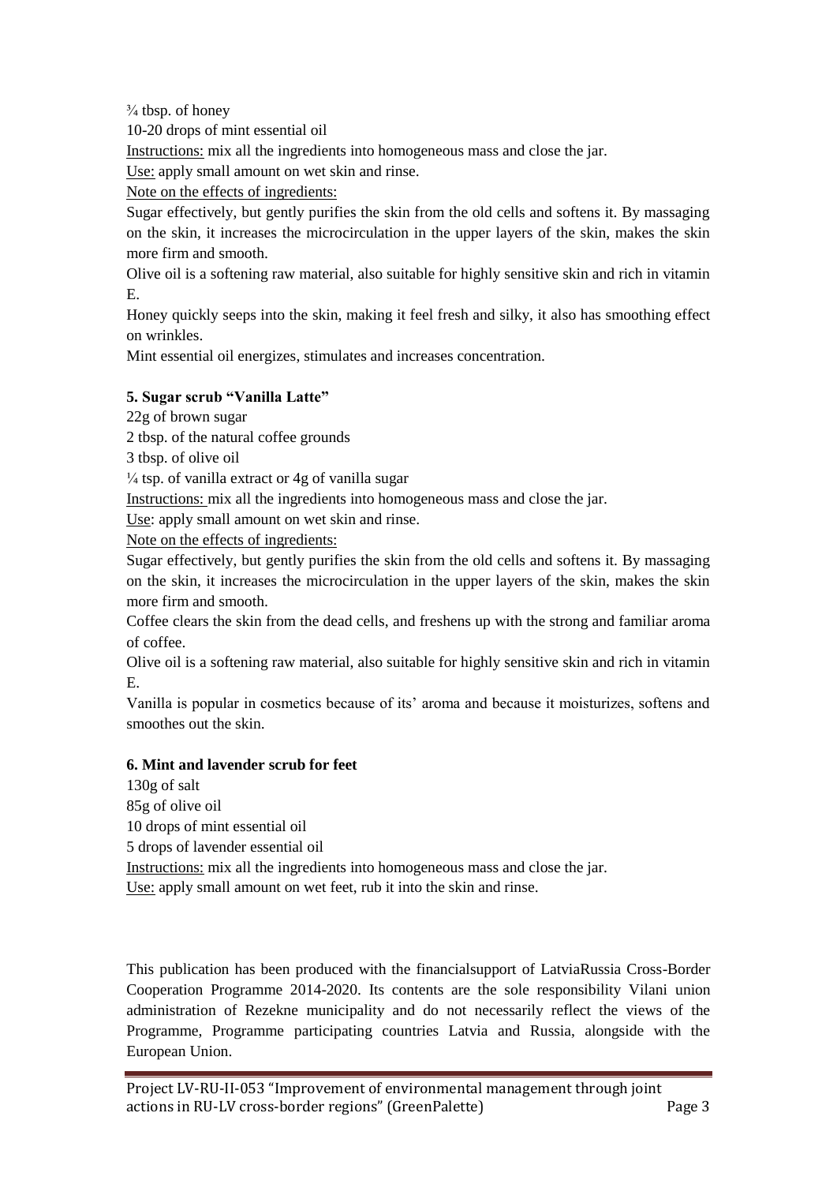¾ tbsp. of honey

10-20 drops of mint essential oil

Instructions: mix all the ingredients into homogeneous mass and close the jar.

Use: apply small amount on wet skin and rinse.

Note on the effects of ingredients:

Sugar effectively, but gently purifies the skin from the old cells and softens it. By massaging on the skin, it increases the microcirculation in the upper layers of the skin, makes the skin more firm and smooth.

Olive oil is a softening raw material, also suitable for highly sensitive skin and rich in vitamin E.

Honey quickly seeps into the skin, making it feel fresh and silky, it also has smoothing effect on wrinkles.

Mint essential oil energizes, stimulates and increases concentration.

**5. Sugar scrub "Vanilla Latte"**

22g of brown sugar

2 tbsp. of the natural coffee grounds

3 tbsp. of olive oil

¼ tsp. of vanilla extract or 4g of vanilla sugar

Instructions: mix all the ingredients into homogeneous mass and close the jar.

Use: apply small amount on wet skin and rinse.

Note on the effects of ingredients:

Sugar effectively, but gently purifies the skin from the old cells and softens it. By massaging on the skin, it increases the microcirculation in the upper layers of the skin, makes the skin more firm and smooth.

Coffee clears the skin from the dead cells, and freshens up with the strong and familiar aroma of coffee.

Olive oil is a softening raw material, also suitable for highly sensitive skin and rich in vitamin E.

Vanilla is popular in cosmetics because of its' aroma and because it moisturizes, softens and smoothes out the skin.

**6. Mint and lavender scrub for feet**

130g of salt

85g of olive oil

10 drops of mint essential oil

5 drops of lavender essential oil

Instructions: mix all the ingredients into homogeneous mass and close the jar.

Use: apply small amount on wet feet, rub it into the skin and rinse.

This publication has been produced with the financialsupport of LatviaRussia Cross-Border Cooperation Programme 2014-2020. Its contents are the sole responsibility Vilani union administration of Rezekne municipality and do not necessarily reflect the views of the Programme, Programme participating countries Latvia and Russia, alongside with the European Union.